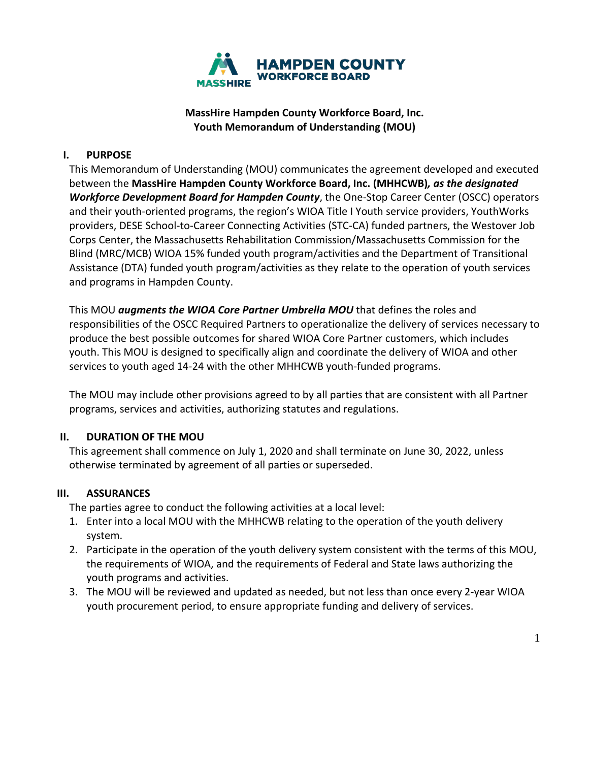HAMPDEN COUNTY WORKFORCE BOARD

MASSHIRE

**MassHire Hampden County Workforce Board, Inc.**
**Youth Memorandum of Understanding (MOU)**

## I. PURPOSE

This Memorandum of Understanding (MOU) communicates the agreement developed and executed between the **MassHire Hampden County Workforce Board, Inc. (MHHCWB)*, as the designated Workforce Development Board for Hampden County***, the One-Stop Career Center (OSCC) operators and their youth-oriented programs, the region's WIOA Title I Youth service providers, YouthWorks providers, DESE School-to-Career Connecting Activities (STC-CA) funded partners, the Westover Job Corps Center, the Massachusetts Rehabilitation Commission/Massachusetts Commission for the Blind (MRC/MCB) WIOA 15% funded youth program/activities and the Department of Transitional Assistance (DTA) funded youth program/activities as they relate to the operation of youth services and programs in Hampden County.

This MOU ***augments the WIOA Core Partner Umbrella MOU*** that defines the roles and responsibilities of the OSCC Required Partners to operationalize the delivery of services necessary to produce the best possible outcomes for shared WIOA Core Partner customers, which includes youth. This MOU is designed to specifically align and coordinate the delivery of WIOA and other services to youth aged 14-24 with the other MHHCWB youth-funded programs.

The MOU may include other provisions agreed to by all parties that are consistent with all Partner programs, services and activities, authorizing statutes and regulations.

## II. DURATION OF THE MOU

This agreement shall commence on July 1, 2020 and shall terminate on June 30, 2022, unless otherwise terminated by agreement of all parties or superseded.

## III. ASSURANCES

The parties agree to conduct the following activities at a local level:

1. Enter into a local MOU with the MHHCWB relating to the operation of the youth delivery system.
2. Participate in the operation of the youth delivery system consistent with the terms of this MOU, the requirements of WIOA, and the requirements of Federal and State laws authorizing the youth programs and activities.
3. The MOU will be reviewed and updated as needed, but not less than once every 2-year WIOA youth procurement period, to ensure appropriate funding and delivery of services.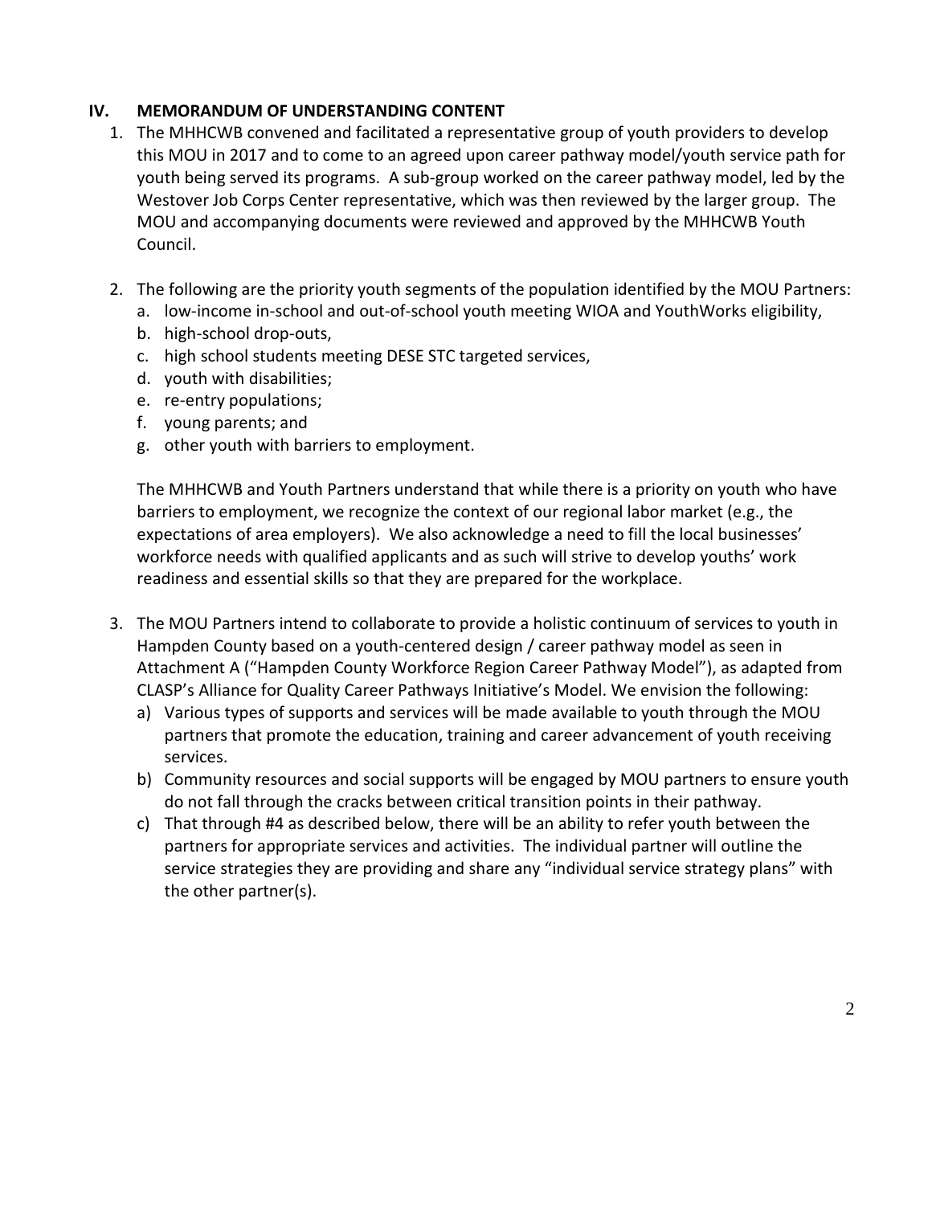## IV. MEMORANDUM OF UNDERSTANDING CONTENT

1. The MHHCWB convened and facilitated a representative group of youth providers to develop this MOU in 2017 and to come to an agreed upon career pathway model/youth service path for youth being served its programs. A sub-group worked on the career pathway model, led by the Westover Job Corps Center representative, which was then reviewed by the larger group. The MOU and accompanying documents were reviewed and approved by the MHHCWB Youth Council.

2. The following are the priority youth segments of the population identified by the MOU Partners:
   a. low-income in-school and out-of-school youth meeting WIOA and YouthWorks eligibility,
   b. high-school drop-outs,
   c. high school students meeting DESE STC targeted services,
   d. youth with disabilities;
   e. re-entry populations;
   f. young parents; and
   g. other youth with barriers to employment.

   The MHHCWB and Youth Partners understand that while there is a priority on youth who have barriers to employment, we recognize the context of our regional labor market (e.g., the expectations of area employers). We also acknowledge a need to fill the local businesses' workforce needs with qualified applicants and as such will strive to develop youths' work readiness and essential skills so that they are prepared for the workplace.

3. The MOU Partners intend to collaborate to provide a holistic continuum of services to youth in Hampden County based on a youth-centered design / career pathway model as seen in Attachment A ("Hampden County Workforce Region Career Pathway Model"), as adapted from CLASP's Alliance for Quality Career Pathways Initiative's Model. We envision the following:
   a) Various types of supports and services will be made available to youth through the MOU partners that promote the education, training and career advancement of youth receiving services.
   b) Community resources and social supports will be engaged by MOU partners to ensure youth do not fall through the cracks between critical transition points in their pathway.
   c) That through #4 as described below, there will be an ability to refer youth between the partners for appropriate services and activities. The individual partner will outline the service strategies they are providing and share any "individual service strategy plans" with the other partner(s).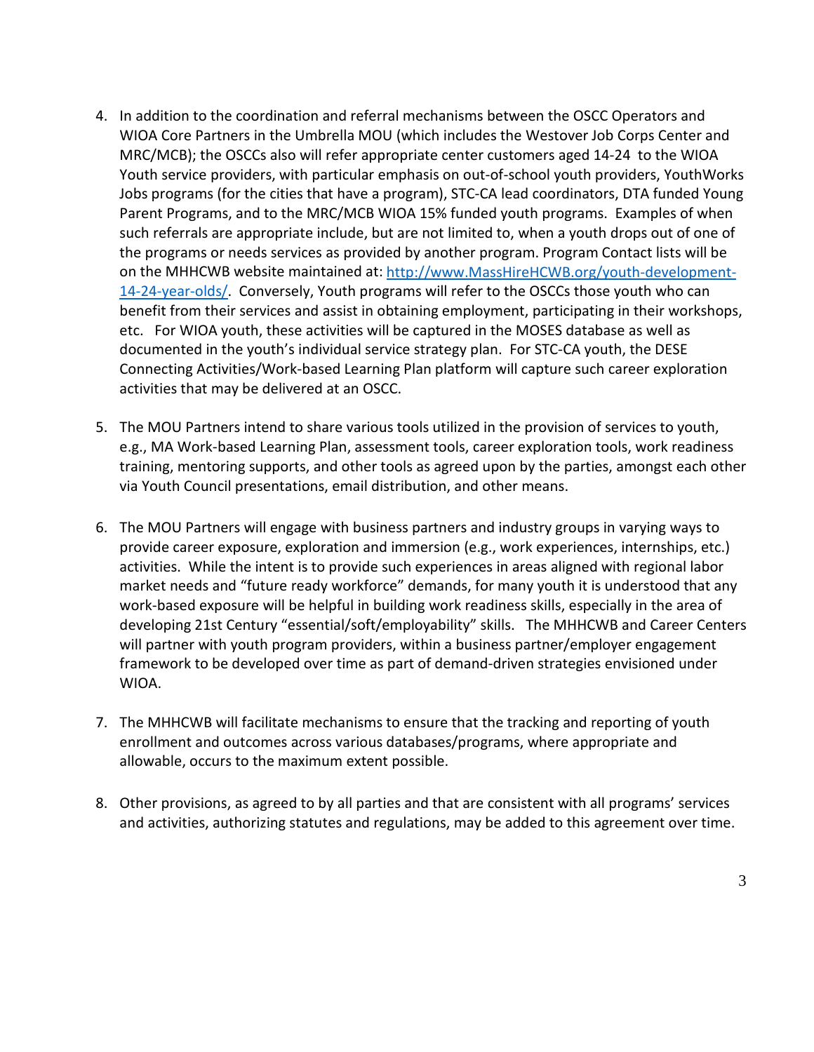4. In addition to the coordination and referral mechanisms between the OSCC Operators and WIOA Core Partners in the Umbrella MOU (which includes the Westover Job Corps Center and MRC/MCB); the OSCCs also will refer appropriate center customers aged 14-24 to the WIOA Youth service providers, with particular emphasis on out-of-school youth providers, YouthWorks Jobs programs (for the cities that have a program), STC-CA lead coordinators, DTA funded Young Parent Programs, and to the MRC/MCB WIOA 15% funded youth programs. Examples of when such referrals are appropriate include, but are not limited to, when a youth drops out of one of the programs or needs services as provided by another program. Program Contact lists will be on the MHHCWB website maintained at: [http://www.MassHireHCWB.org/youth-development-14-24-year-olds/](http://www.MassHireHCWB.org/youth-development-14-24-year-olds/). Conversely, Youth programs will refer to the OSCCs those youth who can benefit from their services and assist in obtaining employment, participating in their workshops, etc. For WIOA youth, these activities will be captured in the MOSES database as well as documented in the youth's individual service strategy plan. For STC-CA youth, the DESE Connecting Activities/Work-based Learning Plan platform will capture such career exploration activities that may be delivered at an OSCC.

5. The MOU Partners intend to share various tools utilized in the provision of services to youth, e.g., MA Work-based Learning Plan, assessment tools, career exploration tools, work readiness training, mentoring supports, and other tools as agreed upon by the parties, amongst each other via Youth Council presentations, email distribution, and other means.

6. The MOU Partners will engage with business partners and industry groups in varying ways to provide career exposure, exploration and immersion (e.g., work experiences, internships, etc.) activities. While the intent is to provide such experiences in areas aligned with regional labor market needs and "future ready workforce" demands, for many youth it is understood that any work-based exposure will be helpful in building work readiness skills, especially in the area of developing 21st Century "essential/soft/employability" skills. The MHHCWB and Career Centers will partner with youth program providers, within a business partner/employer engagement framework to be developed over time as part of demand-driven strategies envisioned under WIOA.

7. The MHHCWB will facilitate mechanisms to ensure that the tracking and reporting of youth enrollment and outcomes across various databases/programs, where appropriate and allowable, occurs to the maximum extent possible.

8. Other provisions, as agreed to by all parties and that are consistent with all programs' services and activities, authorizing statutes and regulations, may be added to this agreement over time.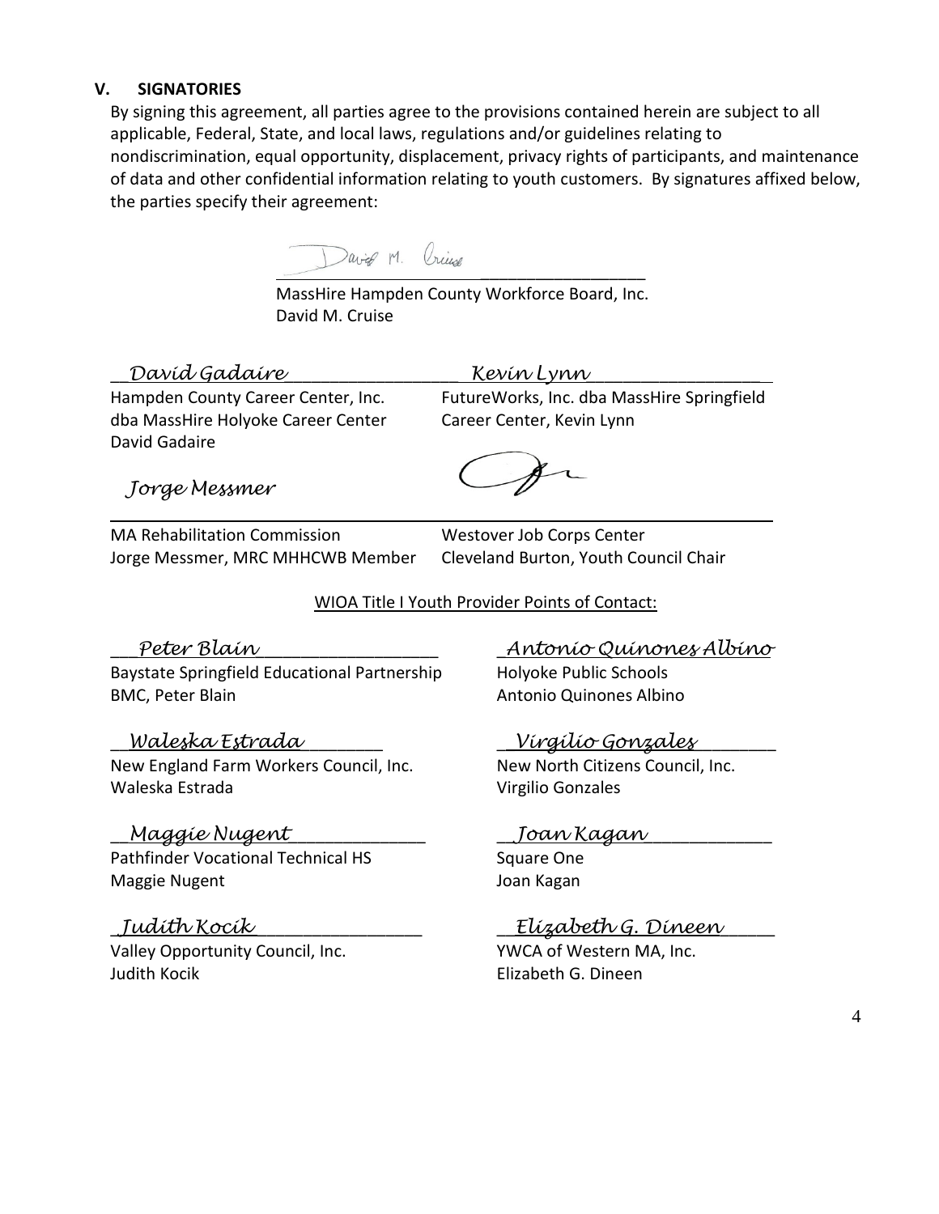## V. SIGNATORIES

By signing this agreement, all parties agree to the provisions contained herein are subject to all applicable, Federal, State, and local laws, regulations and/or guidelines relating to nondiscrimination, equal opportunity, displacement, privacy rights of participants, and maintenance of data and other confidential information relating to youth customers. By signatures affixed below, the parties specify their agreement:

David M. Cruise
MassHire Hampden County Workforce Board, Inc.
David M. Cruise

*David Gadaire*
Hampden County Career Center, Inc.
dba MassHire Holyoke Career Center
David Gadaire

*Kevin Lynn*
FutureWorks, Inc. dba MassHire Springfield Career Center, Kevin Lynn

*Jorge Messmer*
MA Rehabilitation Commission
Jorge Messmer, MRC MHHCWB Member

Westover Job Corps Center
Cleveland Burton, Youth Council Chair

WIOA Title I Youth Provider Points of Contact:

*Peter Blain*
Baystate Springfield Educational Partnership
BMC, Peter Blain

*Antonio Quinones Albino*
Holyoke Public Schools
Antonio Quinones Albino

*Waleska Estrada*
New England Farm Workers Council, Inc.
Waleska Estrada

*Virgilio Gonzales*
New North Citizens Council, Inc.
Virgilio Gonzales

*Maggie Nugent*
Pathfinder Vocational Technical HS
Maggie Nugent

*Joan Kagan*
Square One
Joan Kagan

*Judith Kocik*
Valley Opportunity Council, Inc.
Judith Kocik

*Elizabeth G. Dineen*
YWCA of Western MA, Inc.
Elizabeth G. Dineen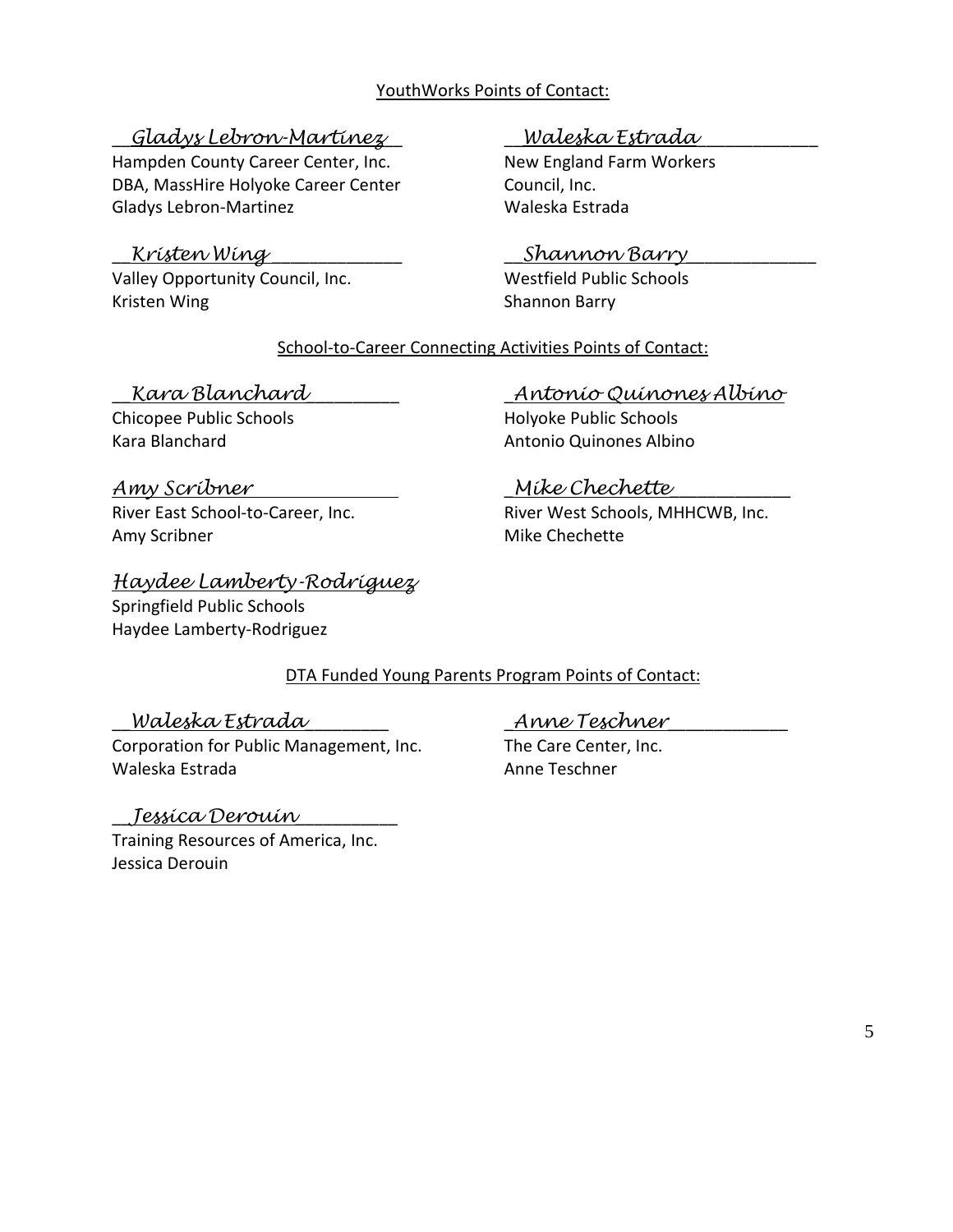YouthWorks Points of Contact:

*Gladys Lebron-Martinez*
Hampden County Career Center, Inc.
DBA, MassHire Holyoke Career Center
Gladys Lebron-Martinez

*Waleska Estrada*
New England Farm Workers
Council, Inc.
Waleska Estrada

*Kristen Wing*
Valley Opportunity Council, Inc.
Kristen Wing

*Shannon Barry*
Westfield Public Schools
Shannon Barry

School-to-Career Connecting Activities Points of Contact:

*Kara Blanchard*
Chicopee Public Schools
Kara Blanchard

*Antonio Quinones Albino*
Holyoke Public Schools
Antonio Quinones Albino

*Amy Scribner*
River East School-to-Career, Inc.
Amy Scribner

*Mike Chechette*
River West Schools, MHHCWB, Inc.
Mike Chechette

*Haydee Lamberty-Rodriguez*
Springfield Public Schools
Haydee Lamberty-Rodriguez

DTA Funded Young Parents Program Points of Contact:

*Waleska Estrada*
Corporation for Public Management, Inc.
Waleska Estrada

*Anne Teschner*
The Care Center, Inc.
Anne Teschner

*Jessica Derouin*
Training Resources of America, Inc.
Jessica Derouin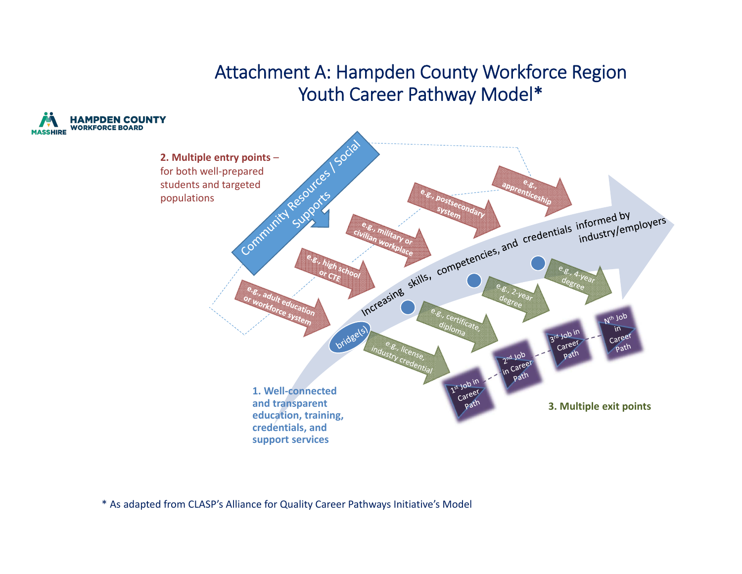# Attachment A: Hampden County Workforce Region Youth Career Pathway Model*

MASSHIRE HAMPDEN COUNTY WORKFORCE BOARD

**2. Multiple entry points** – for both well-prepared students and targeted populations

Community Resources / Social Supports

e.g., adult education or workforce system

e.g., high school or CTE

e.g., military or civilian workplace

e.g., postsecondary system

e.g., apprenticeship

Increasing skills, competencies, and credentials informed by industry/employers

bridge(s)

e.g., license, industry credential

e.g., certificate, diploma

e.g., 2-year degree

e.g., 4-year degree

1st Job in Career Path

2nd Job in Career Path

3rd Job in Career Path

Nth Job in Career Path

**1. Well-connected and transparent education, training, credentials, and support services**

**3. Multiple exit points**

* As adapted from CLASP's Alliance for Quality Career Pathways Initiative's Model